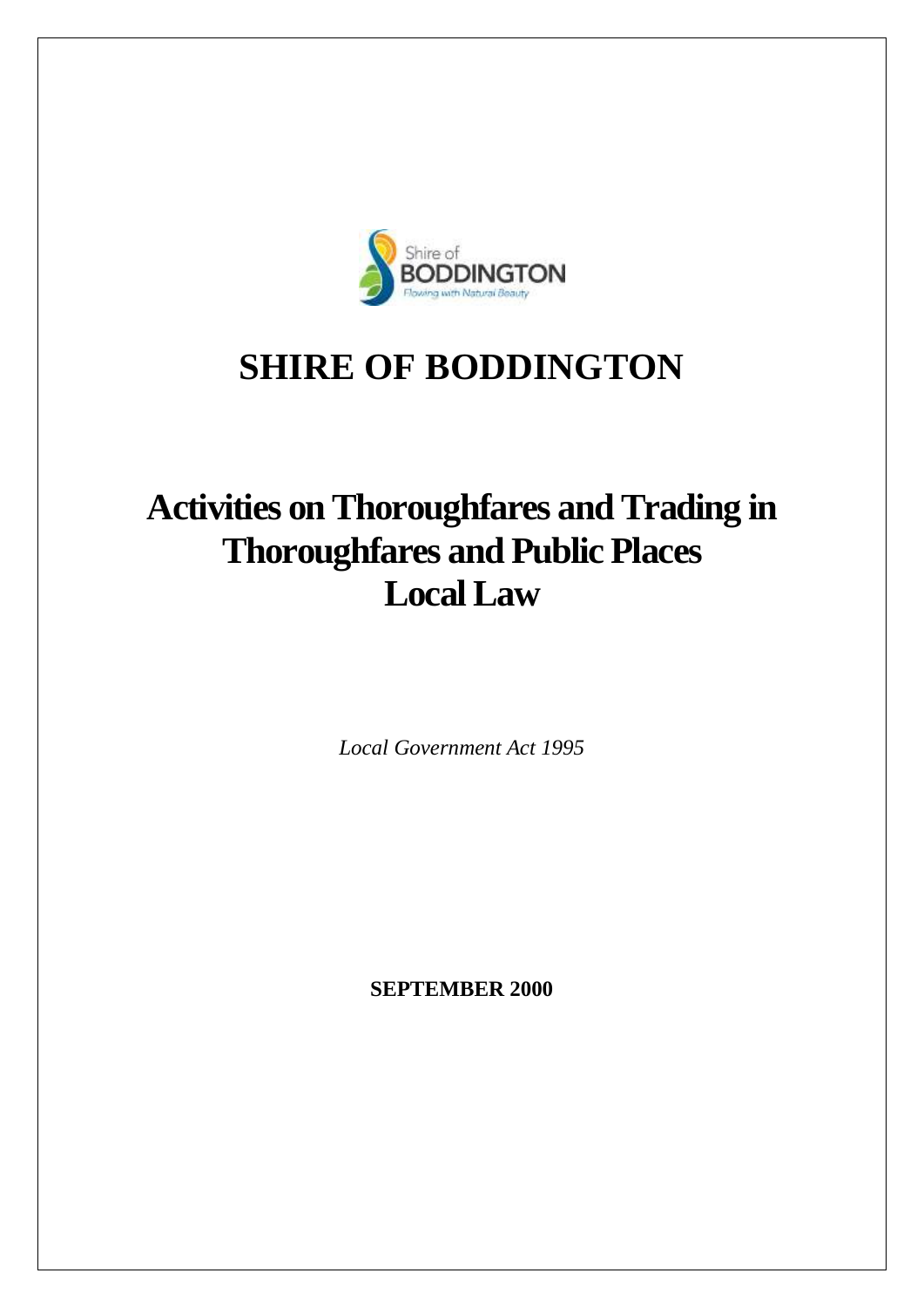# SHIRE OF BODDINGTON

# Activities on Thoroughfares and Trading in Thoroughfares and Public Places Local Law

*Local Government Act 1995*

**SEPTEMBER 2000**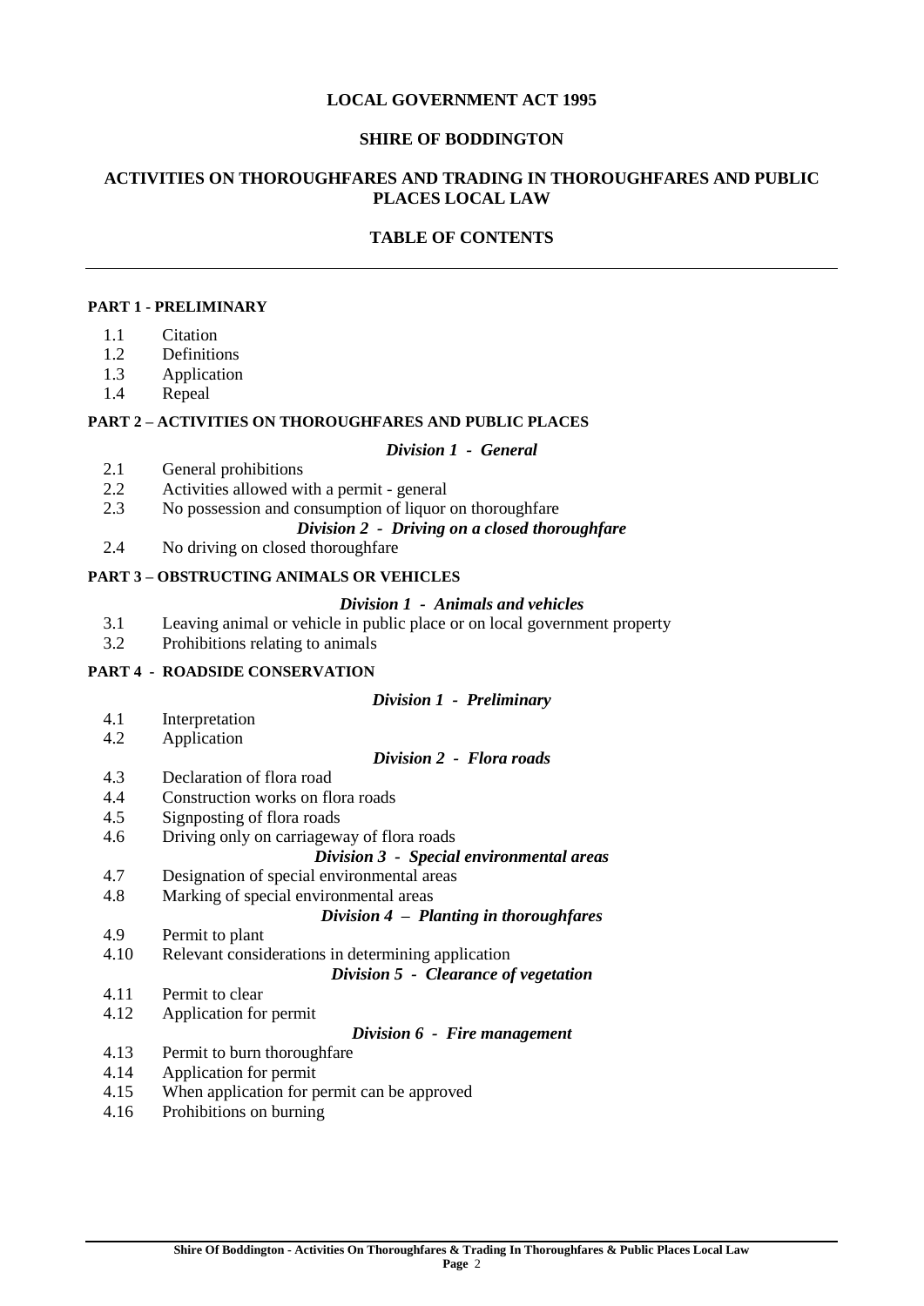**LOCAL GOVERNMENT ACT 1995**

**SHIRE OF BODDINGTON**

**ACTIVITIES ON THOROUGHFARES AND TRADING IN THOROUGHFARES AND PUBLIC PLACES LOCAL LAW**

**TABLE OF CONTENTS**

---

**PART 1 - PRELIMINARY**

1.1 Citation
1.2 Definitions
1.3 Application
1.4 Repeal

**PART 2 – ACTIVITIES ON THOROUGHFARES AND PUBLIC PLACES**

***Division 1 - General***

2.1 General prohibitions
2.2 Activities allowed with a permit - general
2.3 No possession and consumption of liquor on thoroughfare

***Division 2 - Driving on a closed thoroughfare***

2.4 No driving on closed thoroughfare

**PART 3 – OBSTRUCTING ANIMALS OR VEHICLES**

***Division 1 - Animals and vehicles***

3.1 Leaving animal or vehicle in public place or on local government property
3.2 Prohibitions relating to animals

**PART 4 - ROADSIDE CONSERVATION**

***Division 1 - Preliminary***

4.1 Interpretation
4.2 Application

***Division 2 - Flora roads***

4.3 Declaration of flora road
4.4 Construction works on flora roads
4.5 Signposting of flora roads
4.6 Driving only on carriageway of flora roads

***Division 3 - Special environmental areas***

4.7 Designation of special environmental areas
4.8 Marking of special environmental areas

***Division 4 – Planting in thoroughfares***

4.9 Permit to plant
4.10 Relevant considerations in determining application

***Division 5 - Clearance of vegetation***

4.11 Permit to clear
4.12 Application for permit

***Division 6 - Fire management***

4.13 Permit to burn thoroughfare
4.14 Application for permit
4.15 When application for permit can be approved
4.16 Prohibitions on burning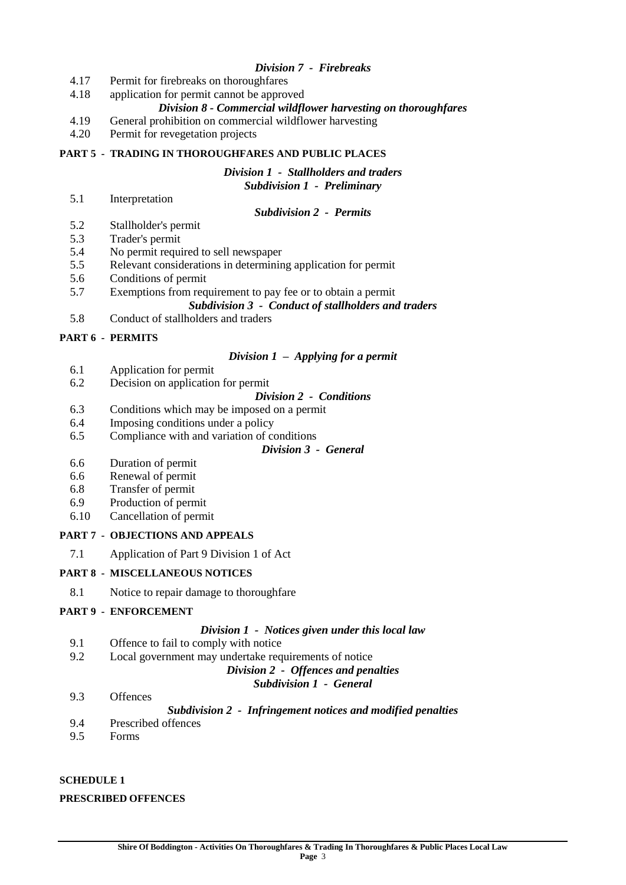*Division 7 - Firebreaks*

4.17 Permit for firebreaks on thoroughfares
4.18 application for permit cannot be approved

*Division 8 - Commercial wildflower harvesting on thoroughfares*

4.19 General prohibition on commercial wildflower harvesting
4.20 Permit for revegetation projects

**PART 5 - TRADING IN THOROUGHFARES AND PUBLIC PLACES**

*Division 1 - Stallholders and traders*

*Subdivision 1 - Preliminary*

5.1 Interpretation

*Subdivision 2 - Permits*

5.2 Stallholder's permit
5.3 Trader's permit
5.4 No permit required to sell newspaper
5.5 Relevant considerations in determining application for permit
5.6 Conditions of permit
5.7 Exemptions from requirement to pay fee or to obtain a permit

*Subdivision 3 - Conduct of stallholders and traders*

5.8 Conduct of stallholders and traders

**PART 6 - PERMITS**

*Division 1 – Applying for a permit*

6.1 Application for permit
6.2 Decision on application for permit

*Division 2 - Conditions*

6.3 Conditions which may be imposed on a permit
6.4 Imposing conditions under a policy
6.5 Compliance with and variation of conditions

*Division 3 - General*

6.6 Duration of permit
6.6 Renewal of permit
6.8 Transfer of permit
6.9 Production of permit
6.10 Cancellation of permit

**PART 7 - OBJECTIONS AND APPEALS**

7.1 Application of Part 9 Division 1 of Act

**PART 8 - MISCELLANEOUS NOTICES**

8.1 Notice to repair damage to thoroughfare

**PART 9 - ENFORCEMENT**

*Division 1 - Notices given under this local law*

9.1 Offence to fail to comply with notice
9.2 Local government may undertake requirements of notice

*Division 2 - Offences and penalties*

*Subdivision 1 - General*

9.3 Offences

*Subdivision 2 - Infringement notices and modified penalties*

9.4 Prescribed offences
9.5 Forms

**SCHEDULE 1**

**PRESCRIBED OFFENCES**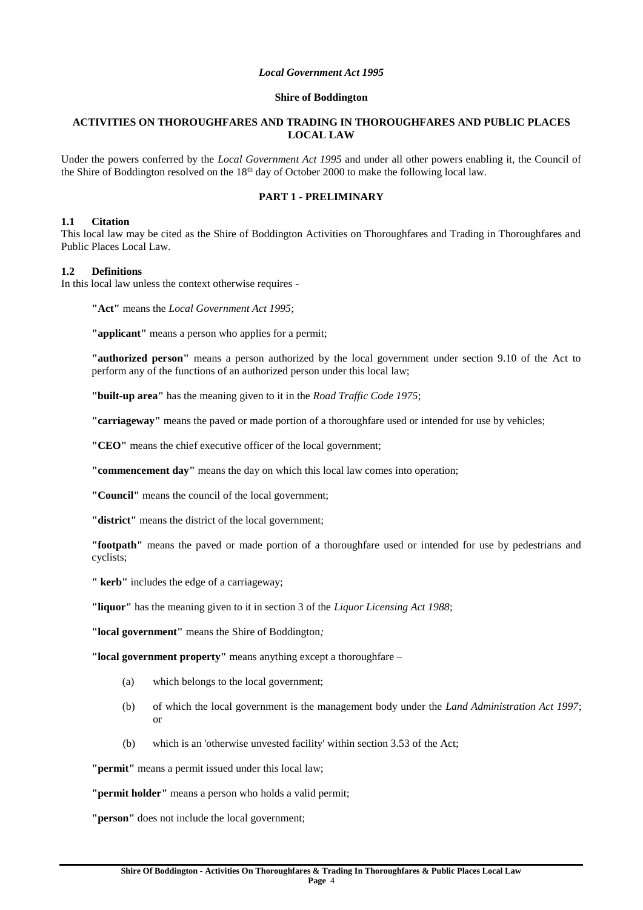*Local Government Act 1995*

**Shire of Boddington**

**ACTIVITIES ON THOROUGHFARES AND TRADING IN THOROUGHFARES AND PUBLIC PLACES LOCAL LAW**

Under the powers conferred by the *Local Government Act 1995* and under all other powers enabling it, the Council of the Shire of Boddington resolved on the 18th day of October 2000 to make the following local law.

## PART 1 - PRELIMINARY

### 1.1 Citation

This local law may be cited as the Shire of Boddington Activities on Thoroughfares and Trading in Thoroughfares and Public Places Local Law.

### 1.2 Definitions

In this local law unless the context otherwise requires -

**"Act"** means the *Local Government Act 1995*;

**"applicant"** means a person who applies for a permit;

**"authorized person"** means a person authorized by the local government under section 9.10 of the Act to perform any of the functions of an authorized person under this local law;

**"built-up area"** has the meaning given to it in the *Road Traffic Code 1975*;

**"carriageway"** means the paved or made portion of a thoroughfare used or intended for use by vehicles;

**"CEO"** means the chief executive officer of the local government;

**"commencement day"** means the day on which this local law comes into operation;

**"Council"** means the council of the local government;

**"district"** means the district of the local government;

**"footpath"** means the paved or made portion of a thoroughfare used or intended for use by pedestrians and cyclists;

**" kerb"** includes the edge of a carriageway;

**"liquor"** has the meaning given to it in section 3 of the *Liquor Licensing Act 1988*;

**"local government"** means the Shire of Boddington*;*

**"local government property"** means anything except a thoroughfare –

- (a) which belongs to the local government;
- (b) of which the local government is the management body under the *Land Administration Act 1997*; or
- (b) which is an 'otherwise unvested facility' within section 3.53 of the Act;

**"permit"** means a permit issued under this local law;

**"permit holder"** means a person who holds a valid permit;

**"person"** does not include the local government;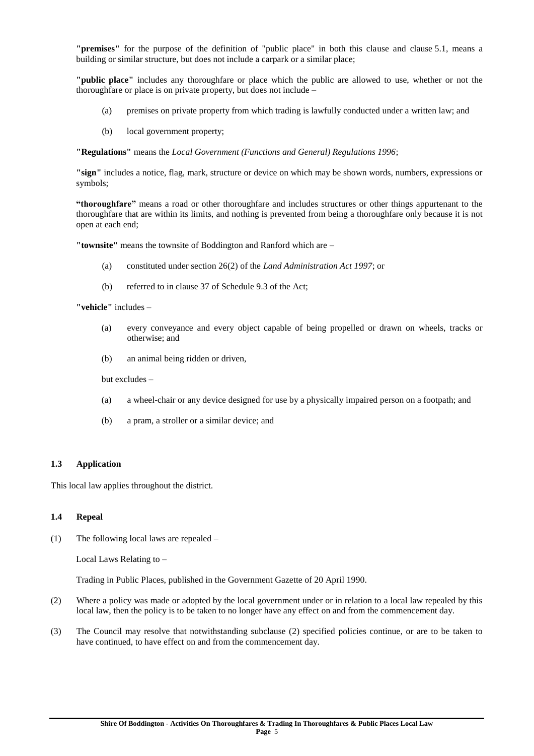**"premises"** for the purpose of the definition of "public place" in both this clause and clause 5.1, means a building or similar structure, but does not include a carpark or a similar place;

**"public place"** includes any thoroughfare or place which the public are allowed to use, whether or not the thoroughfare or place is on private property, but does not include –

(a) premises on private property from which trading is lawfully conducted under a written law; and

(b) local government property;

**"Regulations"** means the *Local Government (Functions and General) Regulations 1996*;

**"sign"** includes a notice, flag, mark, structure or device on which may be shown words, numbers, expressions or symbols;

**"thoroughfare"** means a road or other thoroughfare and includes structures or other things appurtenant to the thoroughfare that are within its limits, and nothing is prevented from being a thoroughfare only because it is not open at each end;

**"townsite"** means the townsite of Boddington and Ranford which are –

(a) constituted under section 26(2) of the *Land Administration Act 1997*; or

(b) referred to in clause 37 of Schedule 9.3 of the Act;

**"vehicle"** includes –

(a) every conveyance and every object capable of being propelled or drawn on wheels, tracks or otherwise; and

(b) an animal being ridden or driven,

but excludes –

(a) a wheel-chair or any device designed for use by a physically impaired person on a footpath; and

(b) a pram, a stroller or a similar device; and

### 1.3 Application

This local law applies throughout the district.

### 1.4 Repeal

(1) The following local laws are repealed –

Local Laws Relating to –

Trading in Public Places, published in the Government Gazette of 20 April 1990.

(2) Where a policy was made or adopted by the local government under or in relation to a local law repealed by this local law, then the policy is to be taken to no longer have any effect on and from the commencement day.

(3) The Council may resolve that notwithstanding subclause (2) specified policies continue, or are to be taken to have continued, to have effect on and from the commencement day.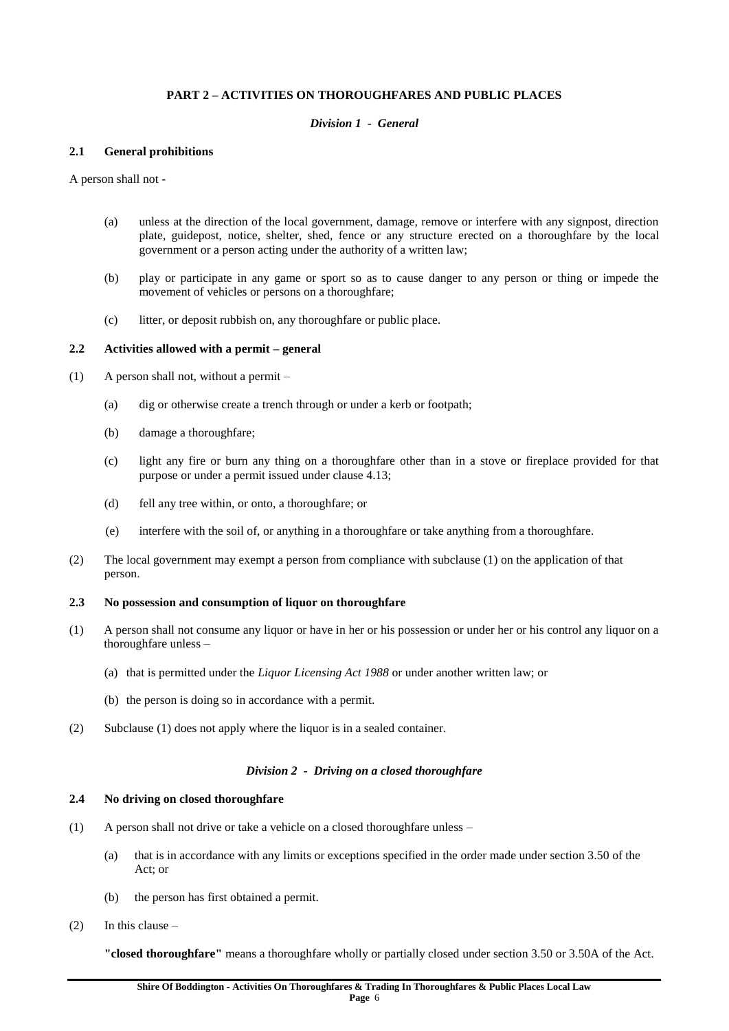## PART 2 – ACTIVITIES ON THOROUGHFARES AND PUBLIC PLACES

### *Division 1 - General*

**2.1 General prohibitions**

A person shall not -

(a) unless at the direction of the local government, damage, remove or interfere with any signpost, direction plate, guidepost, notice, shelter, shed, fence or any structure erected on a thoroughfare by the local government or a person acting under the authority of a written law;

(b) play or participate in any game or sport so as to cause danger to any person or thing or impede the movement of vehicles or persons on a thoroughfare;

(c) litter, or deposit rubbish on, any thoroughfare or public place.

**2.2 Activities allowed with a permit – general**

(1) A person shall not, without a permit –

(a) dig or otherwise create a trench through or under a kerb or footpath;

(b) damage a thoroughfare;

(c) light any fire or burn any thing on a thoroughfare other than in a stove or fireplace provided for that purpose or under a permit issued under clause 4.13;

(d) fell any tree within, or onto, a thoroughfare; or

(e) interfere with the soil of, or anything in a thoroughfare or take anything from a thoroughfare.

(2) The local government may exempt a person from compliance with subclause (1) on the application of that person.

**2.3 No possession and consumption of liquor on thoroughfare**

(1) A person shall not consume any liquor or have in her or his possession or under her or his control any liquor on a thoroughfare unless –

(a) that is permitted under the *Liquor Licensing Act 1988* or under another written law; or

(b) the person is doing so in accordance with a permit.

(2) Subclause (1) does not apply where the liquor is in a sealed container.

### *Division 2 - Driving on a closed thoroughfare*

**2.4 No driving on closed thoroughfare**

(1) A person shall not drive or take a vehicle on a closed thoroughfare unless –

(a) that is in accordance with any limits or exceptions specified in the order made under section 3.50 of the Act; or

(b) the person has first obtained a permit.

(2) In this clause –

**"closed thoroughfare"** means a thoroughfare wholly or partially closed under section 3.50 or 3.50A of the Act.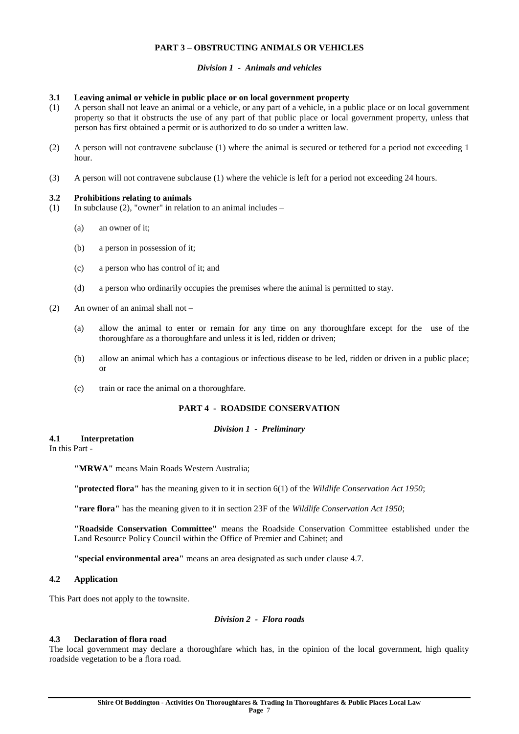## PART 3 – OBSTRUCTING ANIMALS OR VEHICLES

### *Division 1 - Animals and vehicles*

**3.1 Leaving animal or vehicle in public place or on local government property**

(1) A person shall not leave an animal or a vehicle, or any part of a vehicle, in a public place or on local government property so that it obstructs the use of any part of that public place or local government property, unless that person has first obtained a permit or is authorized to do so under a written law.

(2) A person will not contravene subclause (1) where the animal is secured or tethered for a period not exceeding 1 hour.

(3) A person will not contravene subclause (1) where the vehicle is left for a period not exceeding 24 hours.

**3.2 Prohibitions relating to animals**

(1) In subclause (2), "owner" in relation to an animal includes –

(a) an owner of it;

(b) a person in possession of it;

(c) a person who has control of it; and

(d) a person who ordinarily occupies the premises where the animal is permitted to stay.

(2) An owner of an animal shall not –

(a) allow the animal to enter or remain for any time on any thoroughfare except for the use of the thoroughfare as a thoroughfare and unless it is led, ridden or driven;

(b) allow an animal which has a contagious or infectious disease to be led, ridden or driven in a public place; or

(c) train or race the animal on a thoroughfare.

## PART 4 - ROADSIDE CONSERVATION

### *Division 1 - Preliminary*

**4.1 Interpretation**

In this Part -

**"MRWA"** means Main Roads Western Australia;

**"protected flora"** has the meaning given to it in section 6(1) of the *Wildlife Conservation Act 1950*;

**"rare flora"** has the meaning given to it in section 23F of the *Wildlife Conservation Act 1950*;

**"Roadside Conservation Committee"** means the Roadside Conservation Committee established under the Land Resource Policy Council within the Office of Premier and Cabinet; and

**"special environmental area"** means an area designated as such under clause 4.7.

**4.2 Application**

This Part does not apply to the townsite.

### *Division 2 - Flora roads*

**4.3 Declaration of flora road**

The local government may declare a thoroughfare which has, in the opinion of the local government, high quality roadside vegetation to be a flora road.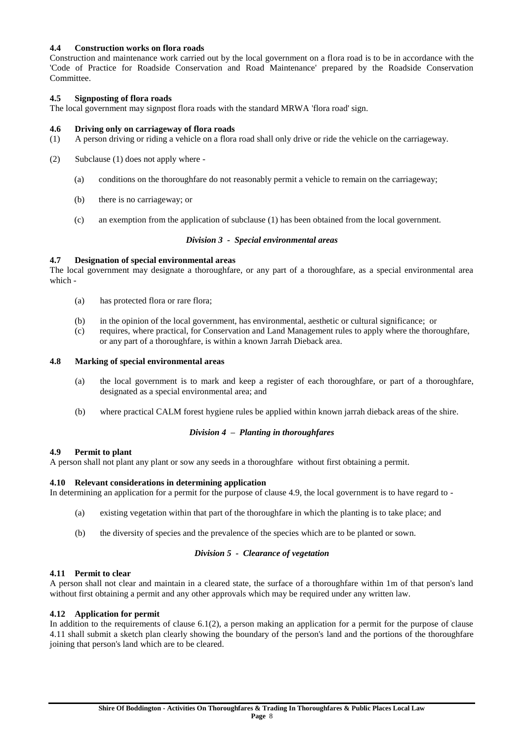#### 4.4 Construction works on flora roads

Construction and maintenance work carried out by the local government on a flora road is to be in accordance with the 'Code of Practice for Roadside Conservation and Road Maintenance' prepared by the Roadside Conservation Committee.

#### 4.5 Signposting of flora roads

The local government may signpost flora roads with the standard MRWA 'flora road' sign.

#### 4.6 Driving only on carriageway of flora roads

(1) A person driving or riding a vehicle on a flora road shall only drive or ride the vehicle on the carriageway.

(2) Subclause (1) does not apply where -

  (a) conditions on the thoroughfare do not reasonably permit a vehicle to remain on the carriageway;

  (b) there is no carriageway; or

  (c) an exemption from the application of subclause (1) has been obtained from the local government.

### *Division 3 - Special environmental areas*

#### 4.7 Designation of special environmental areas

The local government may designate a thoroughfare, or any part of a thoroughfare, as a special environmental area which -

  (a) has protected flora or rare flora;

  (b) in the opinion of the local government, has environmental, aesthetic or cultural significance; or

  (c) requires, where practical, for Conservation and Land Management rules to apply where the thoroughfare, or any part of a thoroughfare, is within a known Jarrah Dieback area.

#### 4.8 Marking of special environmental areas

  (a) the local government is to mark and keep a register of each thoroughfare, or part of a thoroughfare, designated as a special environmental area; and

  (b) where practical CALM forest hygiene rules be applied within known jarrah dieback areas of the shire.

### *Division 4 – Planting in thoroughfares*

#### 4.9 Permit to plant

A person shall not plant any plant or sow any seeds in a thoroughfare without first obtaining a permit.

#### 4.10 Relevant considerations in determining application

In determining an application for a permit for the purpose of clause 4.9, the local government is to have regard to -

  (a) existing vegetation within that part of the thoroughfare in which the planting is to take place; and

  (b) the diversity of species and the prevalence of the species which are to be planted or sown.

### *Division 5 - Clearance of vegetation*

#### 4.11 Permit to clear

A person shall not clear and maintain in a cleared state, the surface of a thoroughfare within 1m of that person's land without first obtaining a permit and any other approvals which may be required under any written law.

#### 4.12 Application for permit

In addition to the requirements of clause 6.1(2), a person making an application for a permit for the purpose of clause 4.11 shall submit a sketch plan clearly showing the boundary of the person's land and the portions of the thoroughfare joining that person's land which are to be cleared.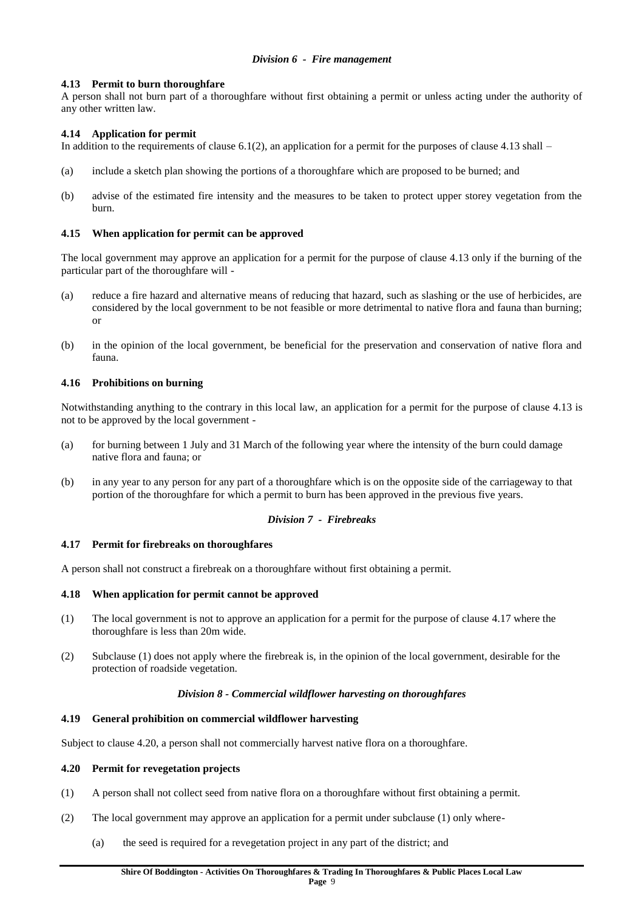*Division 6 - Fire management*

**4.13 Permit to burn thoroughfare**

A person shall not burn part of a thoroughfare without first obtaining a permit or unless acting under the authority of any other written law.

**4.14 Application for permit**

In addition to the requirements of clause 6.1(2), an application for a permit for the purposes of clause 4.13 shall –

(a) include a sketch plan showing the portions of a thoroughfare which are proposed to be burned; and

(b) advise of the estimated fire intensity and the measures to be taken to protect upper storey vegetation from the burn.

**4.15 When application for permit can be approved**

The local government may approve an application for a permit for the purpose of clause 4.13 only if the burning of the particular part of the thoroughfare will -

(a) reduce a fire hazard and alternative means of reducing that hazard, such as slashing or the use of herbicides, are considered by the local government to be not feasible or more detrimental to native flora and fauna than burning; or

(b) in the opinion of the local government, be beneficial for the preservation and conservation of native flora and fauna.

**4.16 Prohibitions on burning**

Notwithstanding anything to the contrary in this local law, an application for a permit for the purpose of clause 4.13 is not to be approved by the local government -

(a) for burning between 1 July and 31 March of the following year where the intensity of the burn could damage native flora and fauna; or

(b) in any year to any person for any part of a thoroughfare which is on the opposite side of the carriageway to that portion of the thoroughfare for which a permit to burn has been approved in the previous five years.

*Division 7 - Firebreaks*

**4.17 Permit for firebreaks on thoroughfares**

A person shall not construct a firebreak on a thoroughfare without first obtaining a permit.

**4.18 When application for permit cannot be approved**

(1) The local government is not to approve an application for a permit for the purpose of clause 4.17 where the thoroughfare is less than 20m wide.

(2) Subclause (1) does not apply where the firebreak is, in the opinion of the local government, desirable for the protection of roadside vegetation.

*Division 8 - Commercial wildflower harvesting on thoroughfares*

**4.19 General prohibition on commercial wildflower harvesting**

Subject to clause 4.20, a person shall not commercially harvest native flora on a thoroughfare.

**4.20 Permit for revegetation projects**

(1) A person shall not collect seed from native flora on a thoroughfare without first obtaining a permit.

(2) The local government may approve an application for a permit under subclause (1) only where-

(a) the seed is required for a revegetation project in any part of the district; and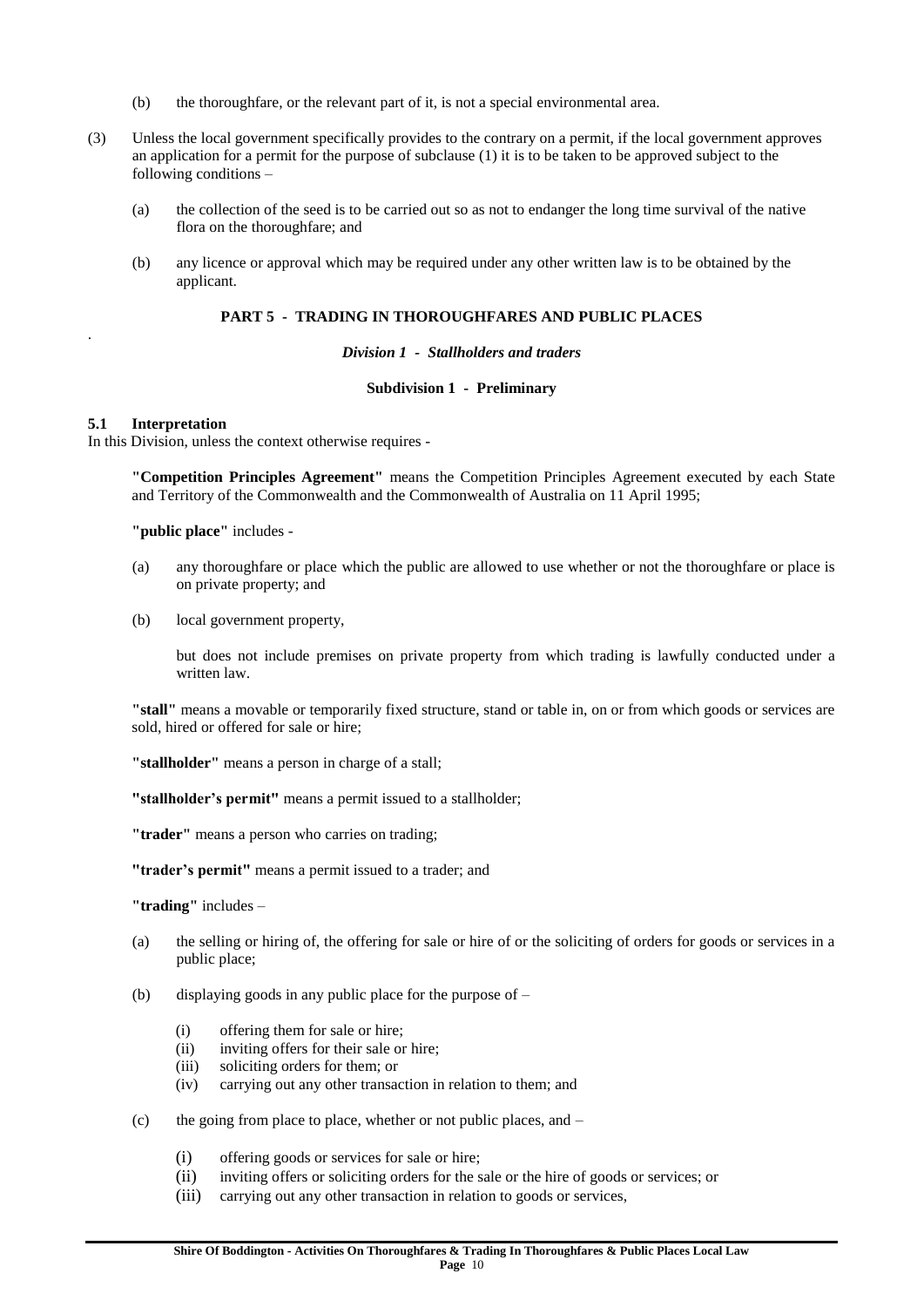(b) the thoroughfare, or the relevant part of it, is not a special environmental area.

(3) Unless the local government specifically provides to the contrary on a permit, if the local government approves an application for a permit for the purpose of subclause (1) it is to be taken to be approved subject to the following conditions –

(a) the collection of the seed is to be carried out so as not to endanger the long time survival of the native flora on the thoroughfare; and

(b) any licence or approval which may be required under any other written law is to be obtained by the applicant.

## PART 5 - TRADING IN THOROUGHFARES AND PUBLIC PLACES

### *Division 1 - Stallholders and traders*

#### Subdivision 1 - Preliminary

**5.1 Interpretation**

In this Division, unless the context otherwise requires -

**"Competition Principles Agreement"** means the Competition Principles Agreement executed by each State and Territory of the Commonwealth and the Commonwealth of Australia on 11 April 1995;

**"public place"** includes -

(a) any thoroughfare or place which the public are allowed to use whether or not the thoroughfare or place is on private property; and

(b) local government property,

but does not include premises on private property from which trading is lawfully conducted under a written law.

**"stall"** means a movable or temporarily fixed structure, stand or table in, on or from which goods or services are sold, hired or offered for sale or hire;

**"stallholder"** means a person in charge of a stall;

**"stallholder's permit"** means a permit issued to a stallholder;

**"trader"** means a person who carries on trading;

**"trader's permit"** means a permit issued to a trader; and

**"trading"** includes –

(a) the selling or hiring of, the offering for sale or hire of or the soliciting of orders for goods or services in a public place;

(b) displaying goods in any public place for the purpose of –

(i) offering them for sale or hire;
(ii) inviting offers for their sale or hire;
(iii) soliciting orders for them; or
(iv) carrying out any other transaction in relation to them; and

(c) the going from place to place, whether or not public places, and –

(i) offering goods or services for sale or hire;
(ii) inviting offers or soliciting orders for the sale or the hire of goods or services; or
(iii) carrying out any other transaction in relation to goods or services,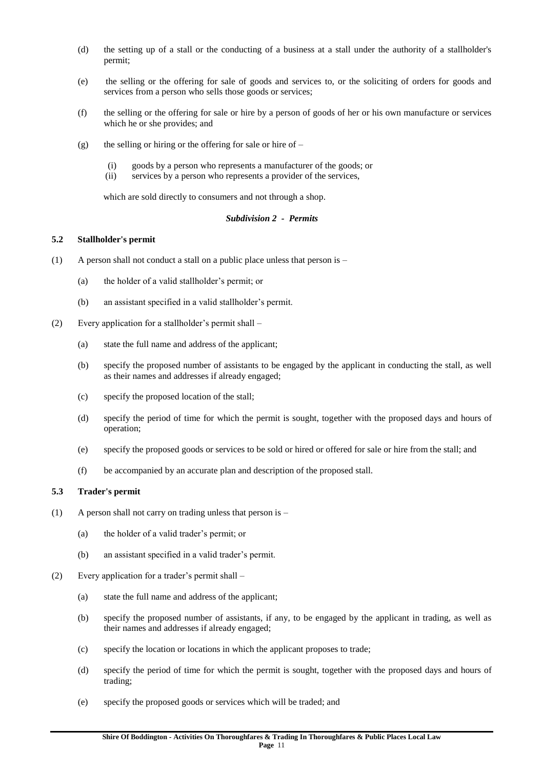(d) the setting up of a stall or the conducting of a business at a stall under the authority of a stallholder's permit;

(e) the selling or the offering for sale of goods and services to, or the soliciting of orders for goods and services from a person who sells those goods or services;

(f) the selling or the offering for sale or hire by a person of goods of her or his own manufacture or services which he or she provides; and

(g) the selling or hiring or the offering for sale or hire of –

(i) goods by a person who represents a manufacturer of the goods; or
(ii) services by a person who represents a provider of the services,

which are sold directly to consumers and not through a shop.

### *Subdivision 2 - Permits*

#### 5.2 Stallholder's permit

(1) A person shall not conduct a stall on a public place unless that person is –

(a) the holder of a valid stallholder's permit; or

(b) an assistant specified in a valid stallholder's permit.

(2) Every application for a stallholder's permit shall –

(a) state the full name and address of the applicant;

(b) specify the proposed number of assistants to be engaged by the applicant in conducting the stall, as well as their names and addresses if already engaged;

(c) specify the proposed location of the stall;

(d) specify the period of time for which the permit is sought, together with the proposed days and hours of operation;

(e) specify the proposed goods or services to be sold or hired or offered for sale or hire from the stall; and

(f) be accompanied by an accurate plan and description of the proposed stall.

#### 5.3 Trader's permit

(1) A person shall not carry on trading unless that person is –

(a) the holder of a valid trader's permit; or

(b) an assistant specified in a valid trader's permit.

(2) Every application for a trader's permit shall –

(a) state the full name and address of the applicant;

(b) specify the proposed number of assistants, if any, to be engaged by the applicant in trading, as well as their names and addresses if already engaged;

(c) specify the location or locations in which the applicant proposes to trade;

(d) specify the period of time for which the permit is sought, together with the proposed days and hours of trading;

(e) specify the proposed goods or services which will be traded; and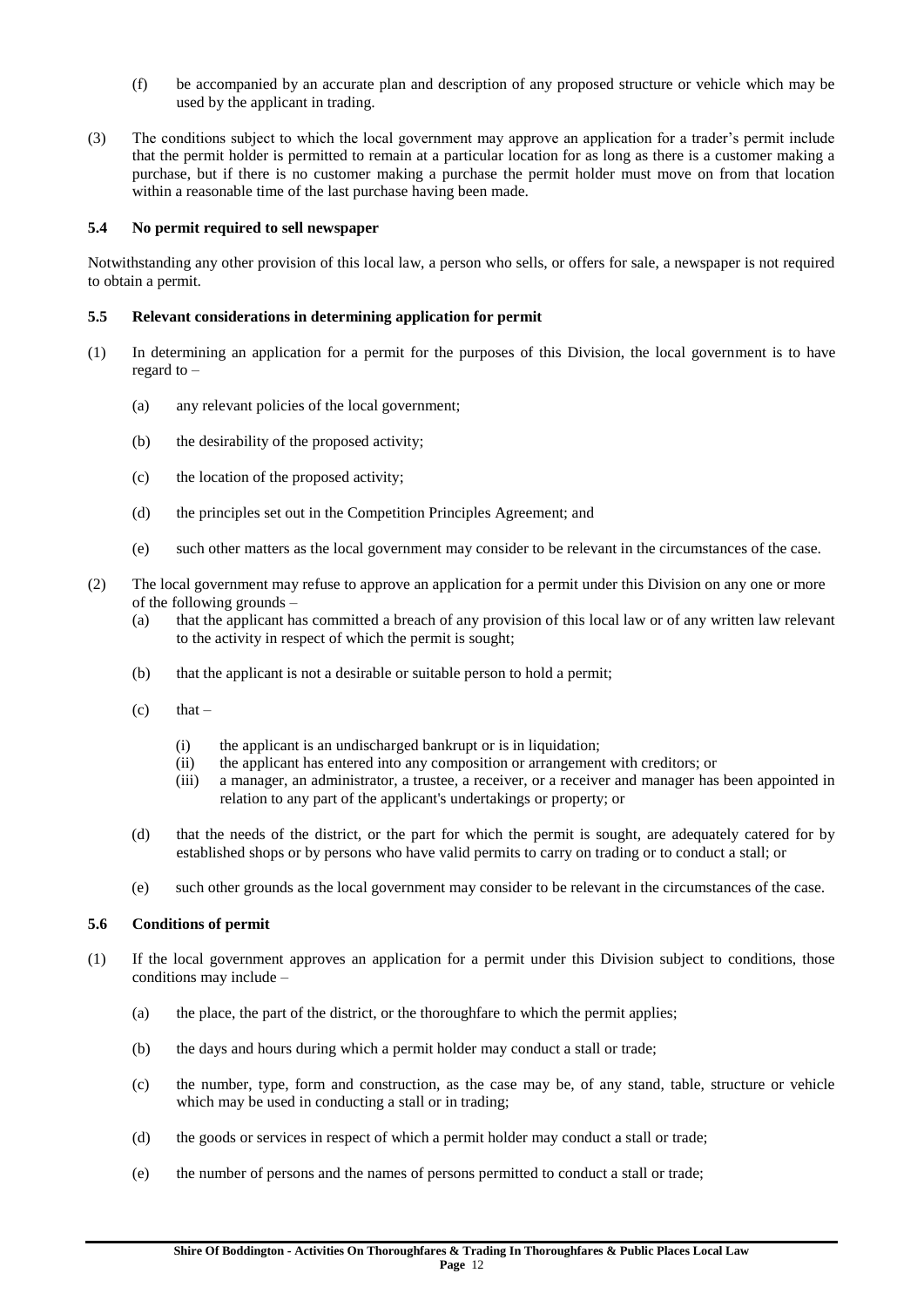(f) be accompanied by an accurate plan and description of any proposed structure or vehicle which may be used by the applicant in trading.

(3) The conditions subject to which the local government may approve an application for a trader's permit include that the permit holder is permitted to remain at a particular location for as long as there is a customer making a purchase, but if there is no customer making a purchase the permit holder must move on from that location within a reasonable time of the last purchase having been made.

### 5.4 No permit required to sell newspaper

Notwithstanding any other provision of this local law, a person who sells, or offers for sale, a newspaper is not required to obtain a permit.

### 5.5 Relevant considerations in determining application for permit

(1) In determining an application for a permit for the purposes of this Division, the local government is to have regard to –

- (a) any relevant policies of the local government;
- (b) the desirability of the proposed activity;
- (c) the location of the proposed activity;
- (d) the principles set out in the Competition Principles Agreement; and
- (e) such other matters as the local government may consider to be relevant in the circumstances of the case.

(2) The local government may refuse to approve an application for a permit under this Division on any one or more of the following grounds –

- (a) that the applicant has committed a breach of any provision of this local law or of any written law relevant to the activity in respect of which the permit is sought;
- (b) that the applicant is not a desirable or suitable person to hold a permit;
- (c) that –
  - (i) the applicant is an undischarged bankrupt or is in liquidation;
  - (ii) the applicant has entered into any composition or arrangement with creditors; or
  - (iii) a manager, an administrator, a trustee, a receiver, or a receiver and manager has been appointed in relation to any part of the applicant's undertakings or property; or
- (d) that the needs of the district, or the part for which the permit is sought, are adequately catered for by established shops or by persons who have valid permits to carry on trading or to conduct a stall; or
- (e) such other grounds as the local government may consider to be relevant in the circumstances of the case.

### 5.6 Conditions of permit

(1) If the local government approves an application for a permit under this Division subject to conditions, those conditions may include –

- (a) the place, the part of the district, or the thoroughfare to which the permit applies;
- (b) the days and hours during which a permit holder may conduct a stall or trade;
- (c) the number, type, form and construction, as the case may be, of any stand, table, structure or vehicle which may be used in conducting a stall or in trading;
- (d) the goods or services in respect of which a permit holder may conduct a stall or trade;
- (e) the number of persons and the names of persons permitted to conduct a stall or trade;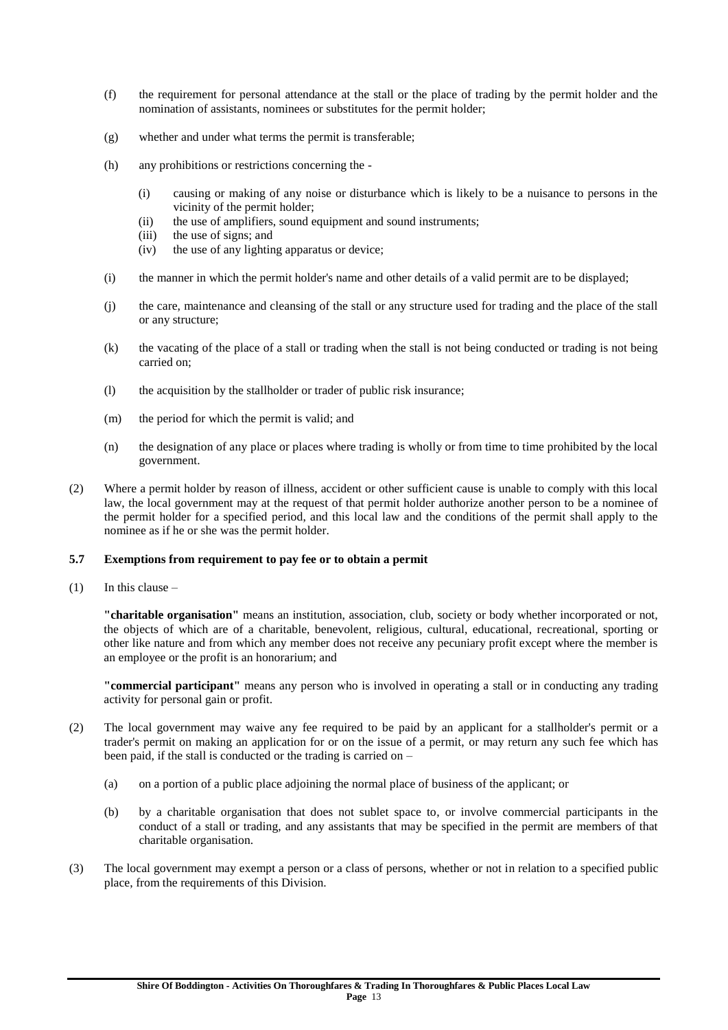(f) the requirement for personal attendance at the stall or the place of trading by the permit holder and the nomination of assistants, nominees or substitutes for the permit holder;

(g) whether and under what terms the permit is transferable;

(h) any prohibitions or restrictions concerning the -

  (i) causing or making of any noise or disturbance which is likely to be a nuisance to persons in the vicinity of the permit holder;
  (ii) the use of amplifiers, sound equipment and sound instruments;
  (iii) the use of signs; and
  (iv) the use of any lighting apparatus or device;

(i) the manner in which the permit holder's name and other details of a valid permit are to be displayed;

(j) the care, maintenance and cleansing of the stall or any structure used for trading and the place of the stall or any structure;

(k) the vacating of the place of a stall or trading when the stall is not being conducted or trading is not being carried on;

(l) the acquisition by the stallholder or trader of public risk insurance;

(m) the period for which the permit is valid; and

(n) the designation of any place or places where trading is wholly or from time to time prohibited by the local government.

(2) Where a permit holder by reason of illness, accident or other sufficient cause is unable to comply with this local law, the local government may at the request of that permit holder authorize another person to be a nominee of the permit holder for a specified period, and this local law and the conditions of the permit shall apply to the nominee as if he or she was the permit holder.

**5.7 Exemptions from requirement to pay fee or to obtain a permit**

(1) In this clause –

**"charitable organisation"** means an institution, association, club, society or body whether incorporated or not, the objects of which are of a charitable, benevolent, religious, cultural, educational, recreational, sporting or other like nature and from which any member does not receive any pecuniary profit except where the member is an employee or the profit is an honorarium; and

**"commercial participant"** means any person who is involved in operating a stall or in conducting any trading activity for personal gain or profit.

(2) The local government may waive any fee required to be paid by an applicant for a stallholder's permit or a trader's permit on making an application for or on the issue of a permit, or may return any such fee which has been paid, if the stall is conducted or the trading is carried on –

  (a) on a portion of a public place adjoining the normal place of business of the applicant; or

  (b) by a charitable organisation that does not sublet space to, or involve commercial participants in the conduct of a stall or trading, and any assistants that may be specified in the permit are members of that charitable organisation.

(3) The local government may exempt a person or a class of persons, whether or not in relation to a specified public place, from the requirements of this Division.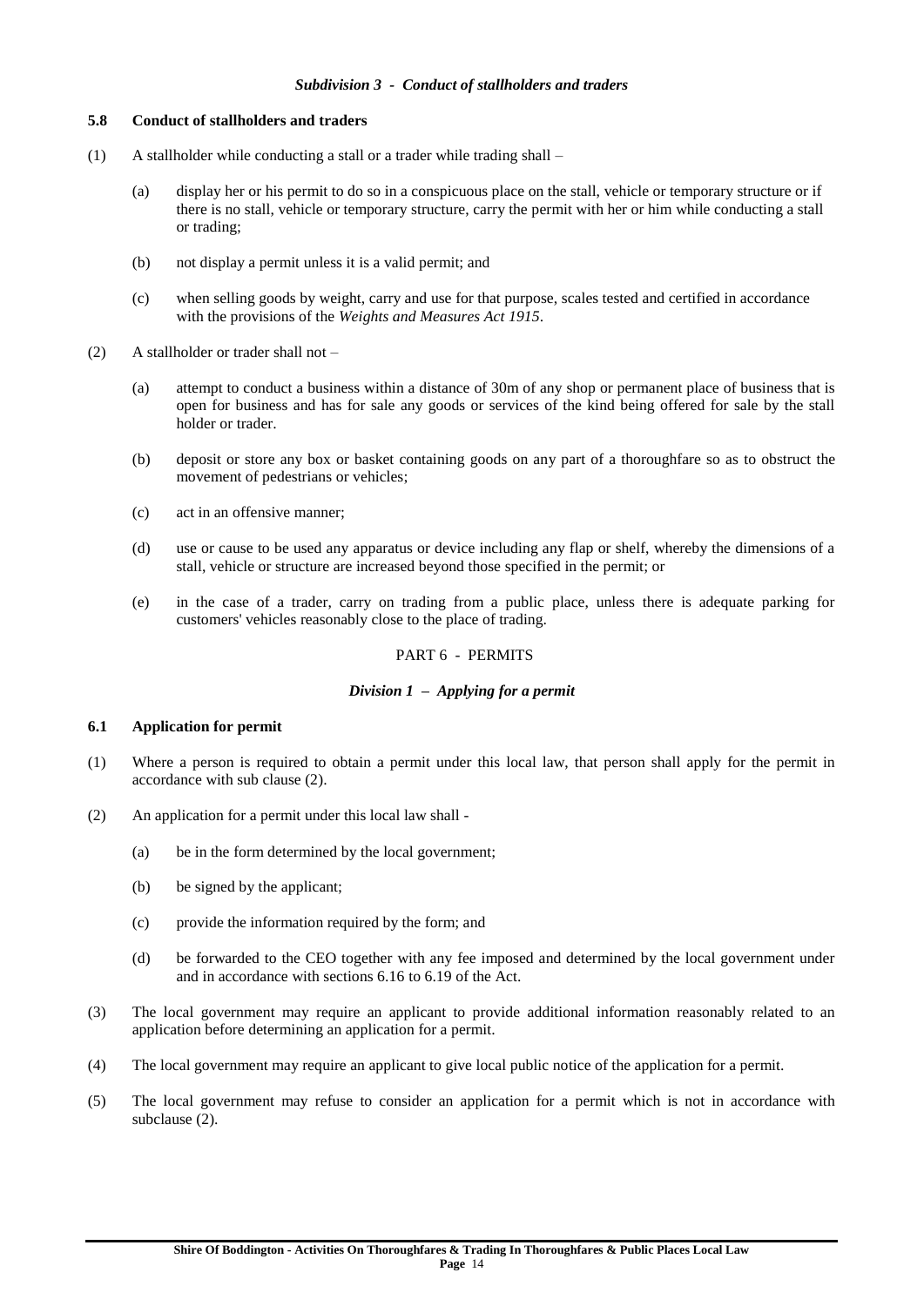*Subdivision 3 - Conduct of stallholders and traders*

**5.8 Conduct of stallholders and traders**

(1) A stallholder while conducting a stall or a trader while trading shall –

(a) display her or his permit to do so in a conspicuous place on the stall, vehicle or temporary structure or if there is no stall, vehicle or temporary structure, carry the permit with her or him while conducting a stall or trading;

(b) not display a permit unless it is a valid permit; and

(c) when selling goods by weight, carry and use for that purpose, scales tested and certified in accordance with the provisions of the *Weights and Measures Act 1915*.

(2) A stallholder or trader shall not –

(a) attempt to conduct a business within a distance of 30m of any shop or permanent place of business that is open for business and has for sale any goods or services of the kind being offered for sale by the stall holder or trader.

(b) deposit or store any box or basket containing goods on any part of a thoroughfare so as to obstruct the movement of pedestrians or vehicles;

(c) act in an offensive manner;

(d) use or cause to be used any apparatus or device including any flap or shelf, whereby the dimensions of a stall, vehicle or structure are increased beyond those specified in the permit; or

(e) in the case of a trader, carry on trading from a public place, unless there is adequate parking for customers' vehicles reasonably close to the place of trading.

## PART 6 - PERMITS

*Division 1 – Applying for a permit*

**6.1 Application for permit**

(1) Where a person is required to obtain a permit under this local law, that person shall apply for the permit in accordance with sub clause (2).

(2) An application for a permit under this local law shall -

(a) be in the form determined by the local government;

(b) be signed by the applicant;

(c) provide the information required by the form; and

(d) be forwarded to the CEO together with any fee imposed and determined by the local government under and in accordance with sections 6.16 to 6.19 of the Act.

(3) The local government may require an applicant to provide additional information reasonably related to an application before determining an application for a permit.

(4) The local government may require an applicant to give local public notice of the application for a permit.

(5) The local government may refuse to consider an application for a permit which is not in accordance with subclause (2).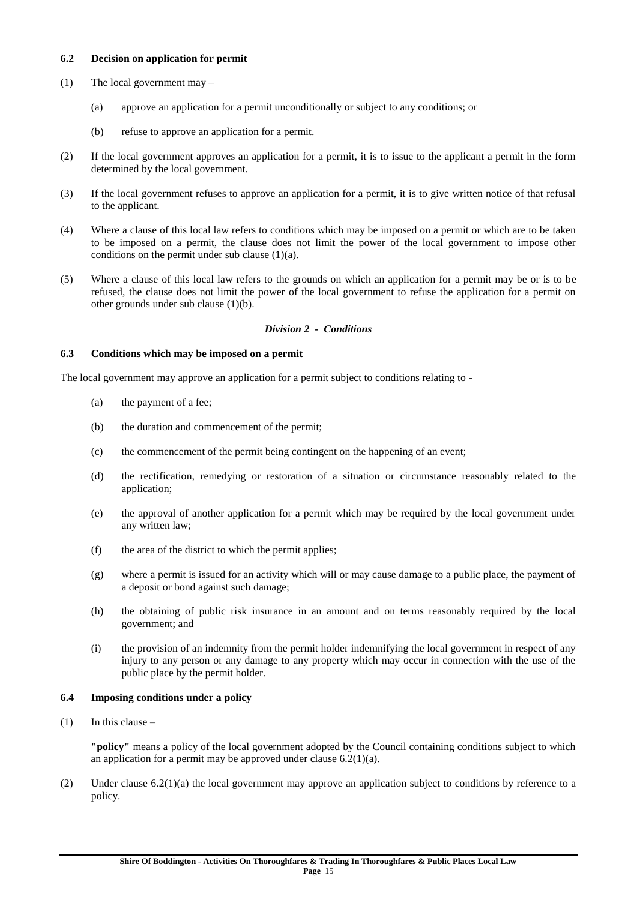### 6.2 Decision on application for permit

(1) The local government may –

(a) approve an application for a permit unconditionally or subject to any conditions; or

(b) refuse to approve an application for a permit.

(2) If the local government approves an application for a permit, it is to issue to the applicant a permit in the form determined by the local government.

(3) If the local government refuses to approve an application for a permit, it is to give written notice of that refusal to the applicant.

(4) Where a clause of this local law refers to conditions which may be imposed on a permit or which are to be taken to be imposed on a permit, the clause does not limit the power of the local government to impose other conditions on the permit under sub clause (1)(a).

(5) Where a clause of this local law refers to the grounds on which an application for a permit may be or is to be refused, the clause does not limit the power of the local government to refuse the application for a permit on other grounds under sub clause (1)(b).

## *Division 2 - Conditions*

### 6.3 Conditions which may be imposed on a permit

The local government may approve an application for a permit subject to conditions relating to -

(a) the payment of a fee;

(b) the duration and commencement of the permit;

(c) the commencement of the permit being contingent on the happening of an event;

(d) the rectification, remedying or restoration of a situation or circumstance reasonably related to the application;

(e) the approval of another application for a permit which may be required by the local government under any written law;

(f) the area of the district to which the permit applies;

(g) where a permit is issued for an activity which will or may cause damage to a public place, the payment of a deposit or bond against such damage;

(h) the obtaining of public risk insurance in an amount and on terms reasonably required by the local government; and

(i) the provision of an indemnity from the permit holder indemnifying the local government in respect of any injury to any person or any damage to any property which may occur in connection with the use of the public place by the permit holder.

### 6.4 Imposing conditions under a policy

(1) In this clause –

**"policy"** means a policy of the local government adopted by the Council containing conditions subject to which an application for a permit may be approved under clause 6.2(1)(a).

(2) Under clause 6.2(1)(a) the local government may approve an application subject to conditions by reference to a policy.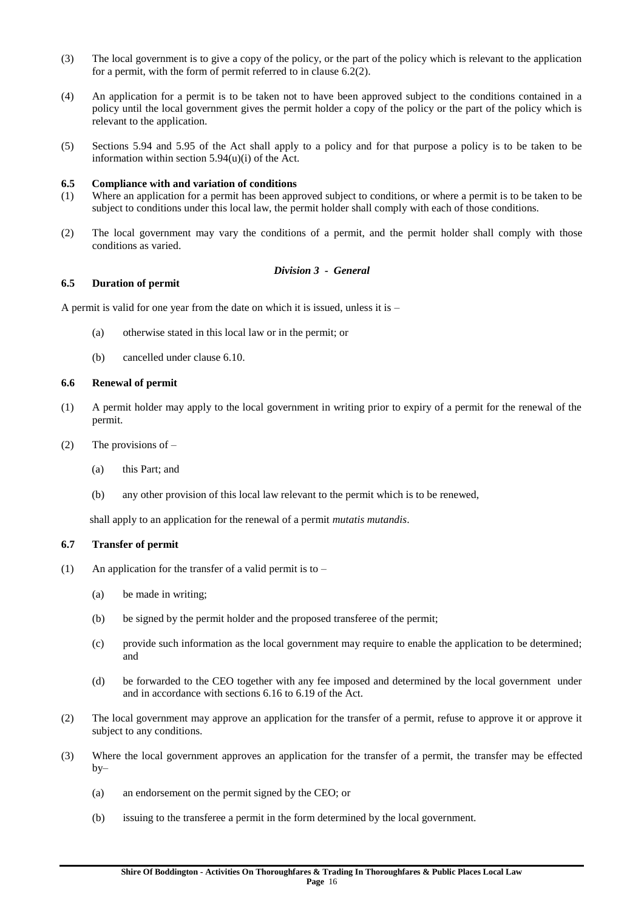(3) The local government is to give a copy of the policy, or the part of the policy which is relevant to the application for a permit, with the form of permit referred to in clause 6.2(2).

(4) An application for a permit is to be taken not to have been approved subject to the conditions contained in a policy until the local government gives the permit holder a copy of the policy or the part of the policy which is relevant to the application.

(5) Sections 5.94 and 5.95 of the Act shall apply to a policy and for that purpose a policy is to be taken to be information within section 5.94(u)(i) of the Act.

### 6.5 Compliance with and variation of conditions

(1) Where an application for a permit has been approved subject to conditions, or where a permit is to be taken to be subject to conditions under this local law, the permit holder shall comply with each of those conditions.

(2) The local government may vary the conditions of a permit, and the permit holder shall comply with those conditions as varied.

## *Division 3 - General*

### 6.5 Duration of permit

A permit is valid for one year from the date on which it is issued, unless it is –

- (a) otherwise stated in this local law or in the permit; or
- (b) cancelled under clause 6.10.

### 6.6 Renewal of permit

(1) A permit holder may apply to the local government in writing prior to expiry of a permit for the renewal of the permit.

(2) The provisions of –

- (a) this Part; and
- (b) any other provision of this local law relevant to the permit which is to be renewed,

shall apply to an application for the renewal of a permit *mutatis mutandis*.

### 6.7 Transfer of permit

(1) An application for the transfer of a valid permit is to –

- (a) be made in writing;
- (b) be signed by the permit holder and the proposed transferee of the permit;
- (c) provide such information as the local government may require to enable the application to be determined; and
- (d) be forwarded to the CEO together with any fee imposed and determined by the local government under and in accordance with sections 6.16 to 6.19 of the Act.

(2) The local government may approve an application for the transfer of a permit, refuse to approve it or approve it subject to any conditions.

(3) Where the local government approves an application for the transfer of a permit, the transfer may be effected by–

- (a) an endorsement on the permit signed by the CEO; or
- (b) issuing to the transferee a permit in the form determined by the local government.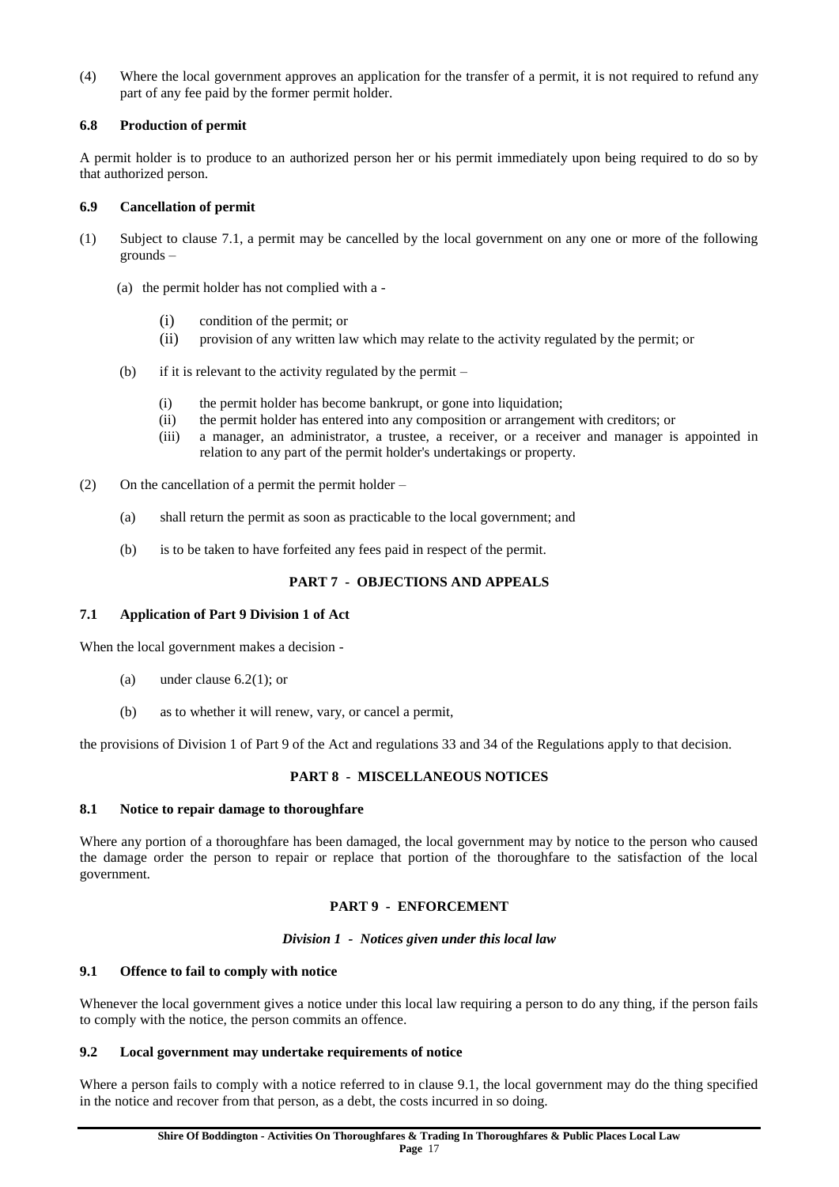(4) Where the local government approves an application for the transfer of a permit, it is not required to refund any part of any fee paid by the former permit holder.

### 6.8 Production of permit

A permit holder is to produce to an authorized person her or his permit immediately upon being required to do so by that authorized person.

### 6.9 Cancellation of permit

(1) Subject to clause 7.1, a permit may be cancelled by the local government on any one or more of the following grounds –

(a) the permit holder has not complied with a -

(i) condition of the permit; or

(ii) provision of any written law which may relate to the activity regulated by the permit; or

(b) if it is relevant to the activity regulated by the permit –

(i) the permit holder has become bankrupt, or gone into liquidation;

(ii) the permit holder has entered into any composition or arrangement with creditors; or

(iii) a manager, an administrator, a trustee, a receiver, or a receiver and manager is appointed in relation to any part of the permit holder's undertakings or property.

(2) On the cancellation of a permit the permit holder –

(a) shall return the permit as soon as practicable to the local government; and

(b) is to be taken to have forfeited any fees paid in respect of the permit.

## PART 7 - OBJECTIONS AND APPEALS

### 7.1 Application of Part 9 Division 1 of Act

When the local government makes a decision -

(a) under clause 6.2(1); or

(b) as to whether it will renew, vary, or cancel a permit,

the provisions of Division 1 of Part 9 of the Act and regulations 33 and 34 of the Regulations apply to that decision.

## PART 8 - MISCELLANEOUS NOTICES

### 8.1 Notice to repair damage to thoroughfare

Where any portion of a thoroughfare has been damaged, the local government may by notice to the person who caused the damage order the person to repair or replace that portion of the thoroughfare to the satisfaction of the local government.

## PART 9 - ENFORCEMENT

*Division 1 - Notices given under this local law*

### 9.1 Offence to fail to comply with notice

Whenever the local government gives a notice under this local law requiring a person to do any thing, if the person fails to comply with the notice, the person commits an offence.

### 9.2 Local government may undertake requirements of notice

Where a person fails to comply with a notice referred to in clause 9.1, the local government may do the thing specified in the notice and recover from that person, as a debt, the costs incurred in so doing.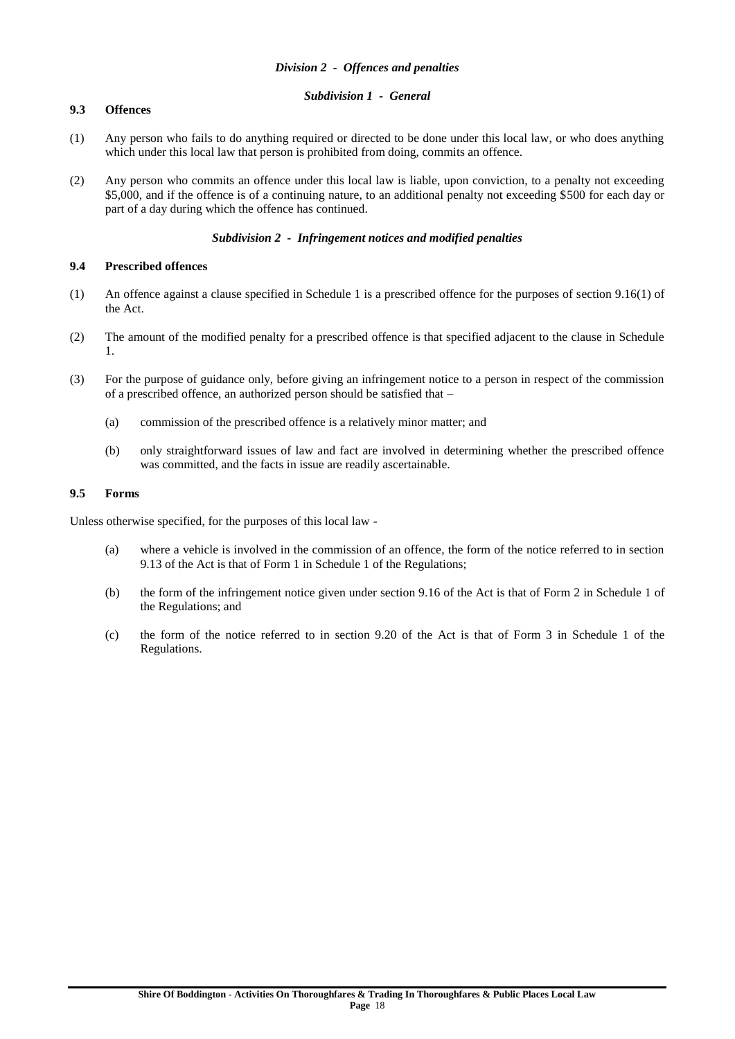### *Division 2 - Offences and penalties*

#### *Subdivision 1 - General*

**9.3 Offences**

(1) Any person who fails to do anything required or directed to be done under this local law, or who does anything which under this local law that person is prohibited from doing, commits an offence.

(2) Any person who commits an offence under this local law is liable, upon conviction, to a penalty not exceeding \$5,000, and if the offence is of a continuing nature, to an additional penalty not exceeding \$500 for each day or part of a day during which the offence has continued.

#### *Subdivision 2 - Infringement notices and modified penalties*

**9.4 Prescribed offences**

(1) An offence against a clause specified in Schedule 1 is a prescribed offence for the purposes of section 9.16(1) of the Act.

(2) The amount of the modified penalty for a prescribed offence is that specified adjacent to the clause in Schedule 1.

(3) For the purpose of guidance only, before giving an infringement notice to a person in respect of the commission of a prescribed offence, an authorized person should be satisfied that –

- (a) commission of the prescribed offence is a relatively minor matter; and
- (b) only straightforward issues of law and fact are involved in determining whether the prescribed offence was committed, and the facts in issue are readily ascertainable.

**9.5 Forms**

Unless otherwise specified, for the purposes of this local law -

- (a) where a vehicle is involved in the commission of an offence, the form of the notice referred to in section 9.13 of the Act is that of Form 1 in Schedule 1 of the Regulations;
- (b) the form of the infringement notice given under section 9.16 of the Act is that of Form 2 in Schedule 1 of the Regulations; and
- (c) the form of the notice referred to in section 9.20 of the Act is that of Form 3 in Schedule 1 of the Regulations.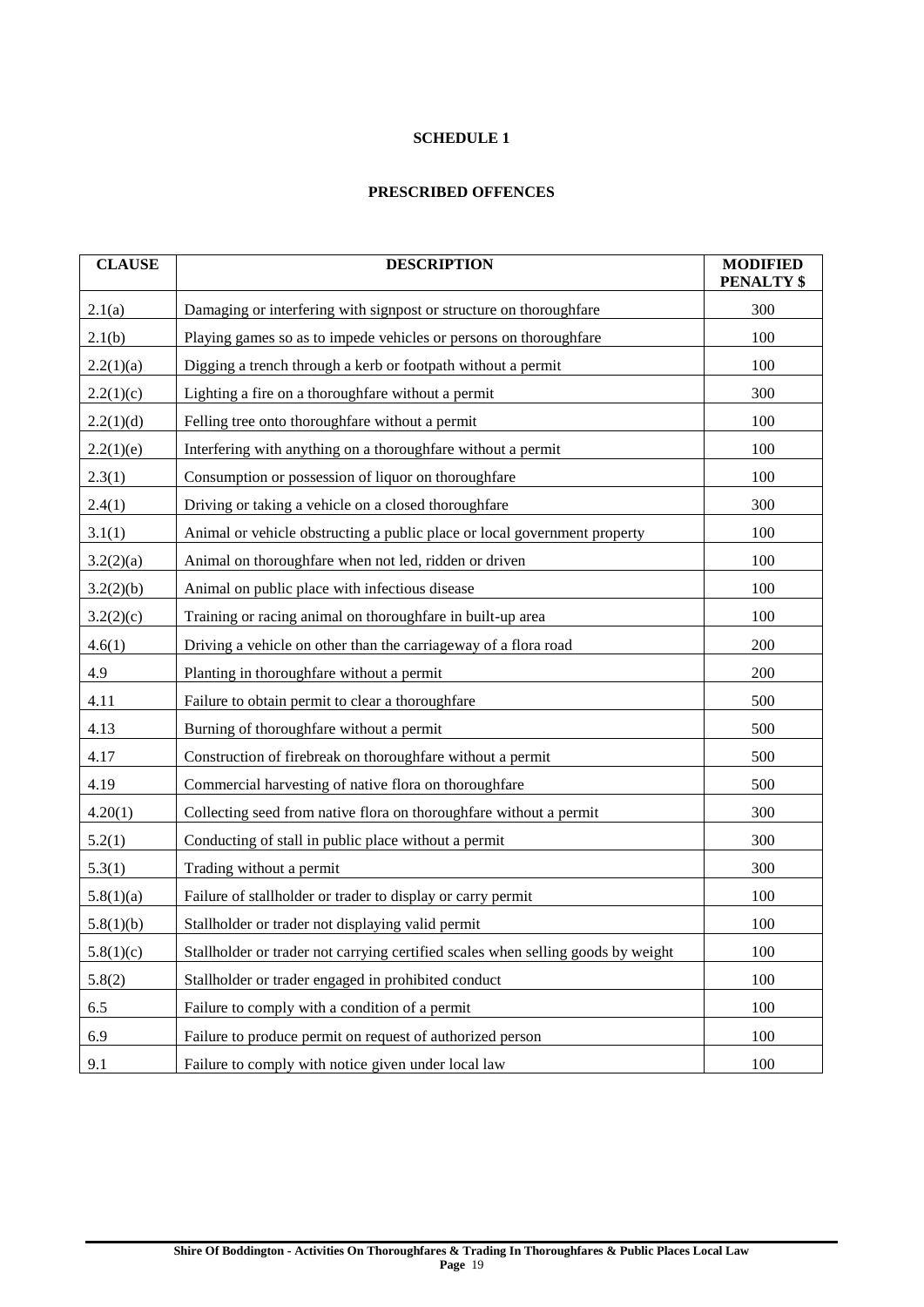# SCHEDULE 1

## PRESCRIBED OFFENCES

| CLAUSE | DESCRIPTION | MODIFIED PENALTY $ |
|---|---|---|
| 2.1(a) | Damaging or interfering with signpost or structure on thoroughfare | 300 |
| 2.1(b) | Playing games so as to impede vehicles or persons on thoroughfare | 100 |
| 2.2(1)(a) | Digging a trench through a kerb or footpath without a permit | 100 |
| 2.2(1)(c) | Lighting a fire on a thoroughfare without a permit | 300 |
| 2.2(1)(d) | Felling tree onto thoroughfare without a permit | 100 |
| 2.2(1)(e) | Interfering with anything on a thoroughfare without a permit | 100 |
| 2.3(1) | Consumption or possession of liquor on thoroughfare | 100 |
| 2.4(1) | Driving or taking a vehicle on a closed thoroughfare | 300 |
| 3.1(1) | Animal or vehicle obstructing a public place or local government property | 100 |
| 3.2(2)(a) | Animal on thoroughfare when not led, ridden or driven | 100 |
| 3.2(2)(b) | Animal on public place with infectious disease | 100 |
| 3.2(2)(c) | Training or racing animal on thoroughfare in built-up area | 100 |
| 4.6(1) | Driving a vehicle on other than the carriageway of a flora road | 200 |
| 4.9 | Planting in thoroughfare without a permit | 200 |
| 4.11 | Failure to obtain permit to clear a thoroughfare | 500 |
| 4.13 | Burning of thoroughfare without a permit | 500 |
| 4.17 | Construction of firebreak on thoroughfare without a permit | 500 |
| 4.19 | Commercial harvesting of native flora on thoroughfare | 500 |
| 4.20(1) | Collecting seed from native flora on thoroughfare without a permit | 300 |
| 5.2(1) | Conducting of stall in public place without a permit | 300 |
| 5.3(1) | Trading without a permit | 300 |
| 5.8(1)(a) | Failure of stallholder or trader to display or carry permit | 100 |
| 5.8(1)(b) | Stallholder or trader not displaying valid permit | 100 |
| 5.8(1)(c) | Stallholder or trader not carrying certified scales when selling goods by weight | 100 |
| 5.8(2) | Stallholder or trader engaged in prohibited conduct | 100 |
| 6.5 | Failure to comply with a condition of a permit | 100 |
| 6.9 | Failure to produce permit on request of authorized person | 100 |
| 9.1 | Failure to comply with notice given under local law | 100 |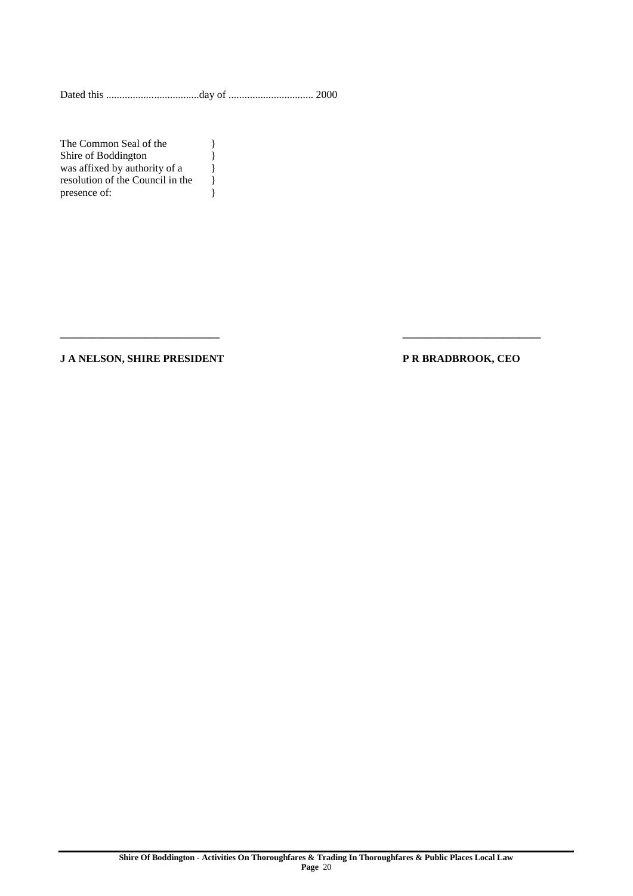Dated this ...................................day of ................................ 2000

The Common Seal of the }
Shire of Boddington }
was affixed by authority of a }
resolution of the Council in the }
presence of: }

______________________________ ______________________________

**J A NELSON, SHIRE PRESIDENT** **P R BRADBROOK, CEO**